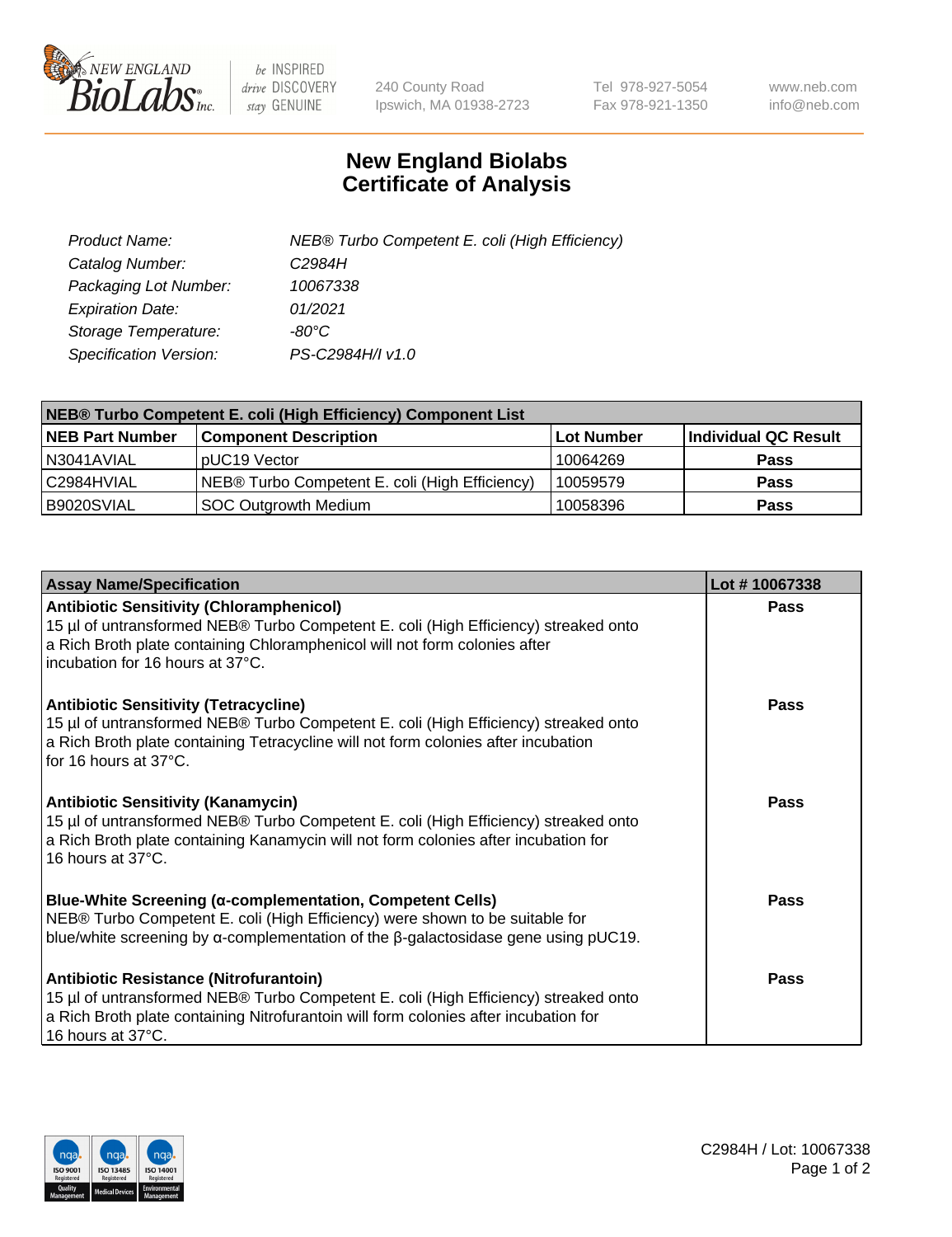New England BioLabs Inc. — be INSPIRED drive DISCOVERY stay GENUINE

240 County Road
Ipswich, MA 01938-2723

Tel 978-927-5054
Fax 978-921-1350

www.neb.com
info@neb.com

# New England Biolabs Certificate of Analysis

| | |
|---|---|
| *Product Name:* | *NEB® Turbo Competent E. coli (High Efficiency)* |
| *Catalog Number:* | *C2984H* |
| *Packaging Lot Number:* | *10067338* |
| *Expiration Date:* | *01/2021* |
| *Storage Temperature:* | *-80°C* |
| *Specification Version:* | *PS-C2984H/I v1.0* |

| **NEB® Turbo Competent E. coli (High Efficiency) Component List** | | | |
|---|---|---|---|
| **NEB Part Number** | **Component Description** | **Lot Number** | **Individual QC Result** |
| N3041AVIAL | pUC19 Vector | 10064269 | **Pass** |
| C2984HVIAL | NEB® Turbo Competent E. coli (High Efficiency) | 10059579 | **Pass** |
| B9020SVIAL | SOC Outgrowth Medium | 10058396 | **Pass** |

| **Assay Name/Specification** | **Lot # 10067338** |
|---|---|
| **Antibiotic Sensitivity (Chloramphenicol)** 15 µl of untransformed NEB® Turbo Competent E. coli (High Efficiency) streaked onto a Rich Broth plate containing Chloramphenicol will not form colonies after incubation for 16 hours at 37°C. | **Pass** |
| **Antibiotic Sensitivity (Tetracycline)** 15 µl of untransformed NEB® Turbo Competent E. coli (High Efficiency) streaked onto a Rich Broth plate containing Tetracycline will not form colonies after incubation for 16 hours at 37°C. | **Pass** |
| **Antibiotic Sensitivity (Kanamycin)** 15 µl of untransformed NEB® Turbo Competent E. coli (High Efficiency) streaked onto a Rich Broth plate containing Kanamycin will not form colonies after incubation for 16 hours at 37°C. | **Pass** |
| **Blue-White Screening (α-complementation, Competent Cells)** NEB® Turbo Competent E. coli (High Efficiency) were shown to be suitable for blue/white screening by α-complementation of the β-galactosidase gene using pUC19. | **Pass** |
| **Antibiotic Resistance (Nitrofurantoin)** 15 µl of untransformed NEB® Turbo Competent E. coli (High Efficiency) streaked onto a Rich Broth plate containing Nitrofurantoin will form colonies after incubation for 16 hours at 37°C. | **Pass** |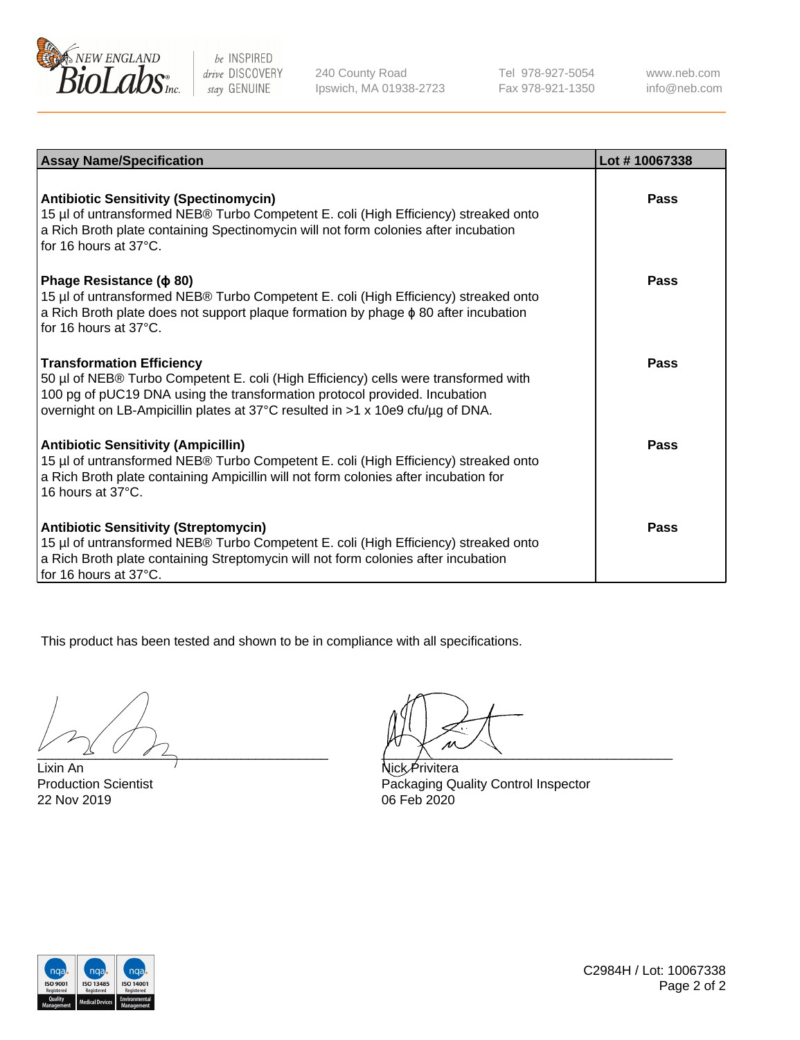New England BioLabs Inc. | be INSPIRED drive DISCOVERY stay GENUINE | 240 County Road Ipswich, MA 01938-2723 | Tel 978-927-5054 Fax 978-921-1350 | www.neb.com info@neb.com

| Assay Name/Specification | Lot # 10067338 |
|---|---|
| **Antibiotic Sensitivity (Spectinomycin)**<br>15 µl of untransformed NEB® Turbo Competent E. coli (High Efficiency) streaked onto a Rich Broth plate containing Spectinomycin will not form colonies after incubation for 16 hours at 37°C. | **Pass** |
| **Phage Resistance (ϕ 80)**<br>15 µl of untransformed NEB® Turbo Competent E. coli (High Efficiency) streaked onto a Rich Broth plate does not support plaque formation by phage ϕ 80 after incubation for 16 hours at 37°C. | **Pass** |
| **Transformation Efficiency**<br>50 µl of NEB® Turbo Competent E. coli (High Efficiency) cells were transformed with 100 pg of pUC19 DNA using the transformation protocol provided. Incubation overnight on LB-Ampicillin plates at 37°C resulted in >1 x 10e9 cfu/µg of DNA. | **Pass** |
| **Antibiotic Sensitivity (Ampicillin)**<br>15 µl of untransformed NEB® Turbo Competent E. coli (High Efficiency) streaked onto a Rich Broth plate containing Ampicillin will not form colonies after incubation for 16 hours at 37°C. | **Pass** |
| **Antibiotic Sensitivity (Streptomycin)**<br>15 µl of untransformed NEB® Turbo Competent E. coli (High Efficiency) streaked onto a Rich Broth plate containing Streptomycin will not form colonies after incubation for 16 hours at 37°C. | **Pass** |

This product has been tested and shown to be in compliance with all specifications.

Lixin An
Production Scientist
22 Nov 2019

Nick Privitera
Packaging Quality Control Inspector
06 Feb 2020

ISO 9001 Registered Quality Management | ISO 13485 Registered Medical Devices | ISO 14001 Registered Environmental Management

C2984H / Lot: 10067338